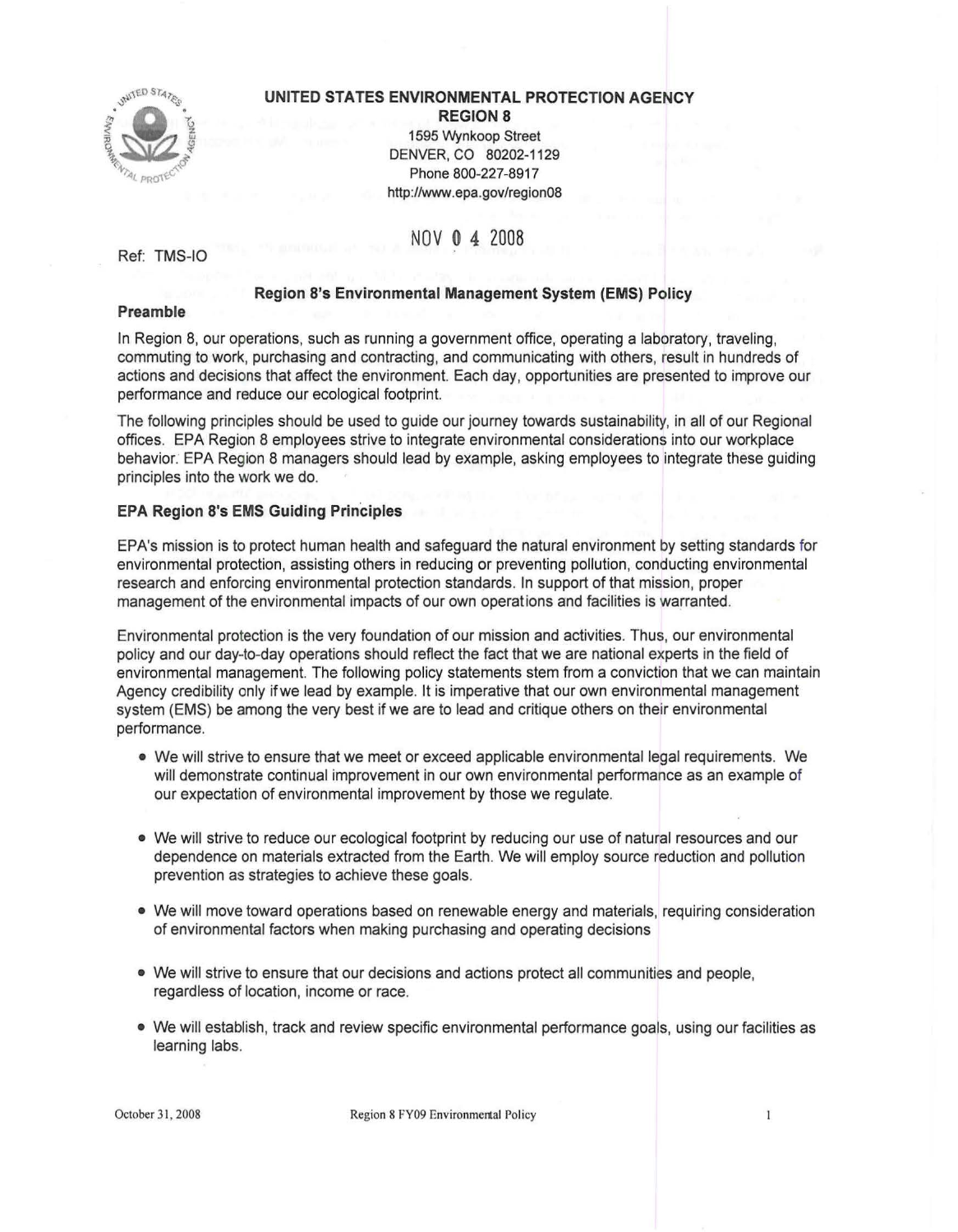**UNITED STATES ENVIRONMENTAL PROTECTION AGENCY**
**REGION 8**
1595 Wynkoop Street
DENVER, CO 80202-1129
Phone 800-227-8917
http://www.epa.gov/region08

NOV 04 2008

Ref: TMS-IO

## Region 8's Environmental Management System (EMS) Policy

### Preamble

In Region 8, our operations, such as running a government office, operating a laboratory, traveling, commuting to work, purchasing and contracting, and communicating with others, result in hundreds of actions and decisions that affect the environment. Each day, opportunities are presented to improve our performance and reduce our ecological footprint.

The following principles should be used to guide our journey towards sustainability, in all of our Regional offices. EPA Region 8 employees strive to integrate environmental considerations into our workplace behavior. EPA Region 8 managers should lead by example, asking employees to integrate these guiding principles into the work we do.

### EPA Region 8's EMS Guiding Principles

EPA's mission is to protect human health and safeguard the natural environment by setting standards for environmental protection, assisting others in reducing or preventing pollution, conducting environmental research and enforcing environmental protection standards. In support of that mission, proper management of the environmental impacts of our own operations and facilities is warranted.

Environmental protection is the very foundation of our mission and activities. Thus, our environmental policy and our day-to-day operations should reflect the fact that we are national experts in the field of environmental management. The following policy statements stem from a conviction that we can maintain Agency credibility only if we lead by example. It is imperative that our own environmental management system (EMS) be among the very best if we are to lead and critique others on their environmental performance.

- We will strive to ensure that we meet or exceed applicable environmental legal requirements. We will demonstrate continual improvement in our own environmental performance as an example of our expectation of environmental improvement by those we regulate.
- We will strive to reduce our ecological footprint by reducing our use of natural resources and our dependence on materials extracted from the Earth. We will employ source reduction and pollution prevention as strategies to achieve these goals.
- We will move toward operations based on renewable energy and materials, requiring consideration of environmental factors when making purchasing and operating decisions
- We will strive to ensure that our decisions and actions protect all communities and people, regardless of location, income or race.
- We will establish, track and review specific environmental performance goals, using our facilities as learning labs.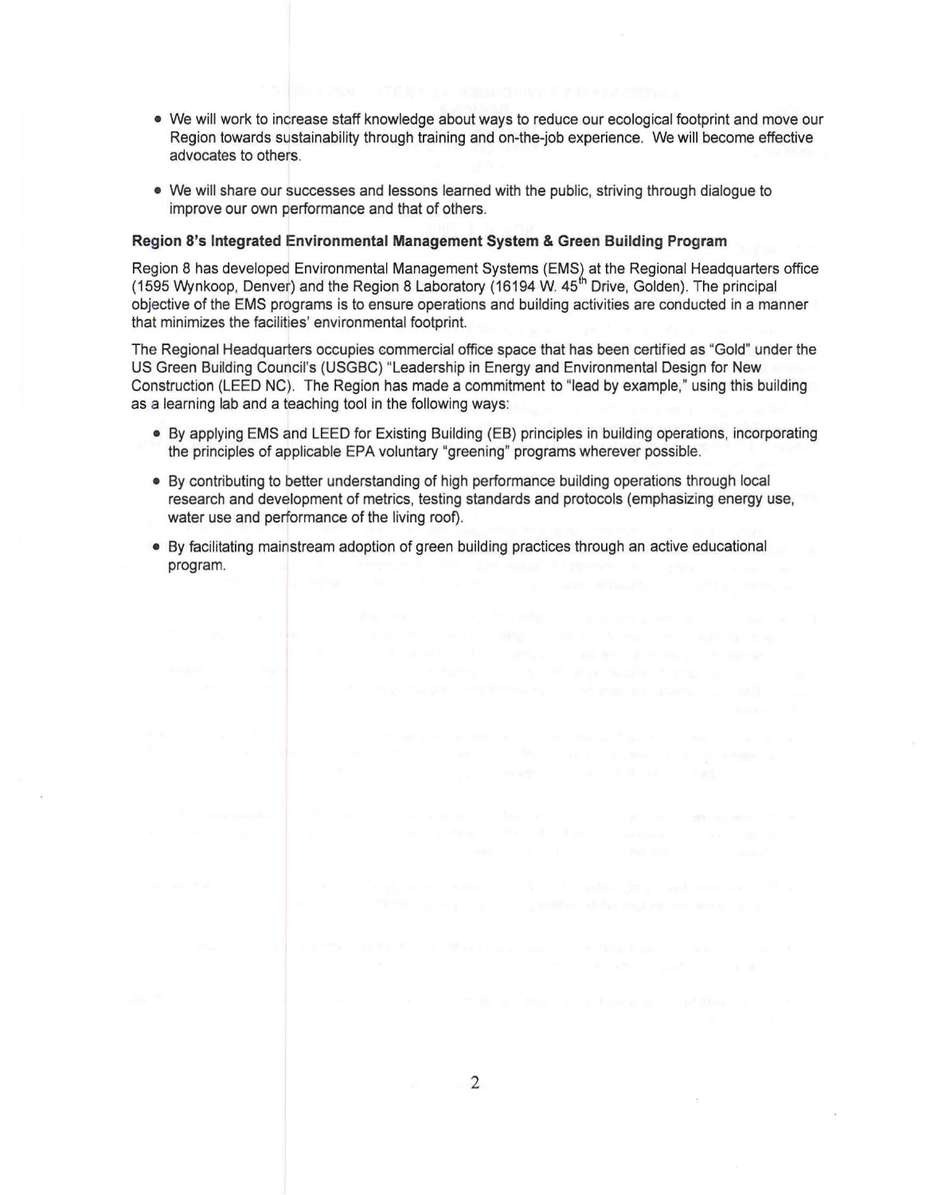- We will work to increase staff knowledge about ways to reduce our ecological footprint and move our Region towards sustainability through training and on-the-job experience. We will become effective advocates to others.

- We will share our successes and lessons learned with the public, striving through dialogue to improve our own performance and that of others.

**Region 8's Integrated Environmental Management System & Green Building Program**

Region 8 has developed Environmental Management Systems (EMS) at the Regional Headquarters office (1595 Wynkoop, Denver) and the Region 8 Laboratory (16194 W. 45[th] Drive, Golden). The principal objective of the EMS programs is to ensure operations and building activities are conducted in a manner that minimizes the facilities' environmental footprint.

The Regional Headquarters occupies commercial office space that has been certified as "Gold" under the US Green Building Council's (USGBC) "Leadership in Energy and Environmental Design for New Construction (LEED NC). The Region has made a commitment to "lead by example," using this building as a learning lab and a teaching tool in the following ways:

- By applying EMS and LEED for Existing Building (EB) principles in building operations, incorporating the principles of applicable EPA voluntary "greening" programs wherever possible.

- By contributing to better understanding of high performance building operations through local research and development of metrics, testing standards and protocols (emphasizing energy use, water use and performance of the living roof).

- By facilitating mainstream adoption of green building practices through an active educational program.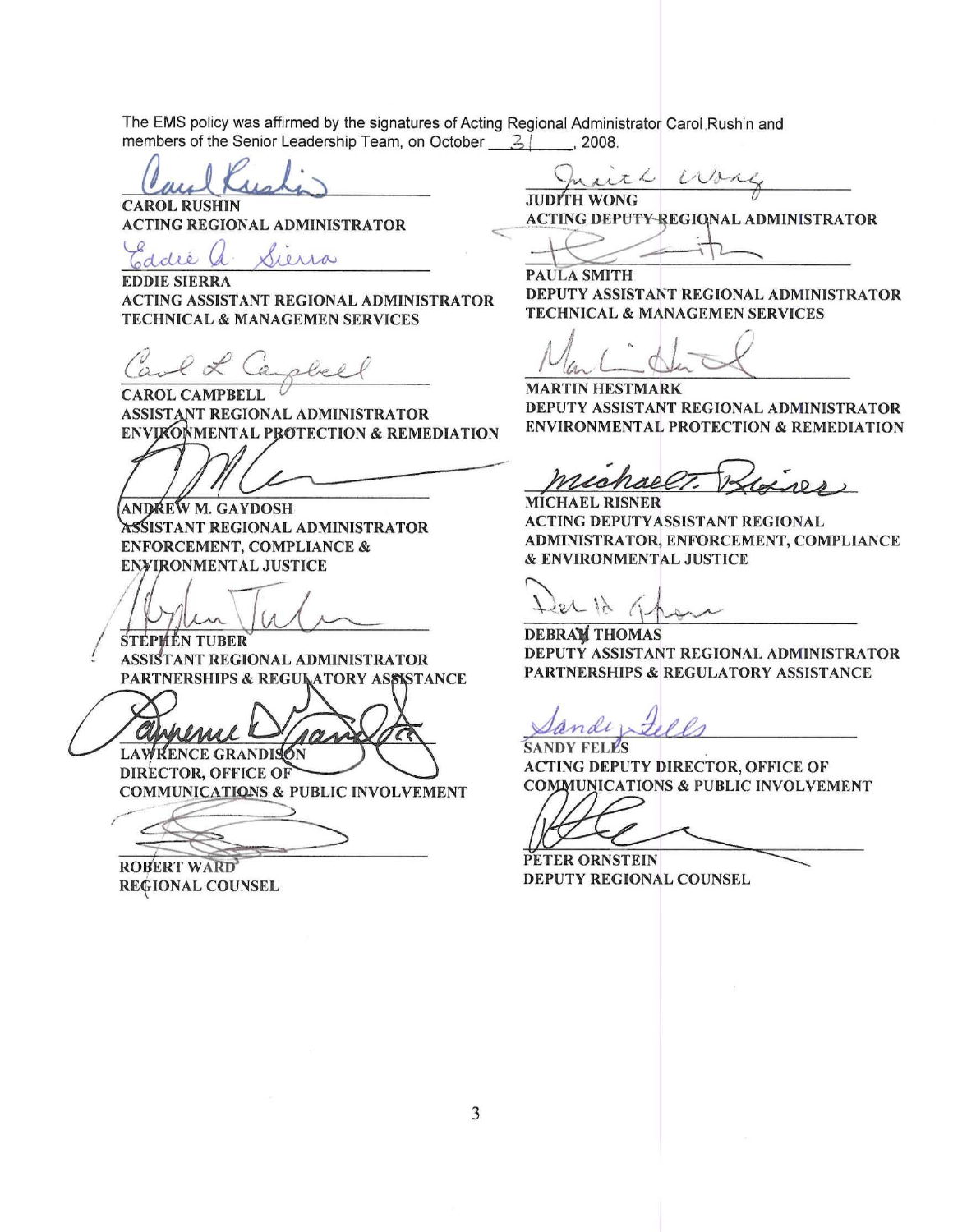The EMS policy was affirmed by the signatures of Acting Regional Administrator Carol Rushin and members of the Senior Leadership Team, on October 31, 2008.

**CAROL RUSHIN**
**ACTING REGIONAL ADMINISTRATOR**

**JUDITH WONG**
**ACTING DEPUTY REGIONAL ADMINISTRATOR**

**EDDIE SIERRA**
**ACTING ASSISTANT REGIONAL ADMINISTRATOR TECHNICAL & MANAGEMEN SERVICES**

**PAULA SMITH**
**DEPUTY ASSISTANT REGIONAL ADMINISTRATOR TECHNICAL & MANAGEMEN SERVICES**

**CAROL CAMPBELL**
**ASSISTANT REGIONAL ADMINISTRATOR ENVIRONMENTAL PROTECTION & REMEDIATION**

**MARTIN HESTMARK**
**DEPUTY ASSISTANT REGIONAL ADMINISTRATOR ENVIRONMENTAL PROTECTION & REMEDIATION**

**ANDREW M. GAYDOSH**
**ASSISTANT REGIONAL ADMINISTRATOR ENFORCEMENT, COMPLIANCE & ENVIRONMENTAL JUSTICE**

**MICHAEL RISNER**
**ACTING DEPUTYASSISTANT REGIONAL ADMINISTRATOR, ENFORCEMENT, COMPLIANCE & ENVIRONMENTAL JUSTICE**

**STEPHEN TUBER**
**ASSISTANT REGIONAL ADMINISTRATOR PARTNERSHIPS & REGULATORY ASSISTANCE**

**DEBRAH THOMAS**
**DEPUTY ASSISTANT REGIONAL ADMINISTRATOR PARTNERSHIPS & REGULATORY ASSISTANCE**

**LAWRENCE GRANDISON**
**DIRECTOR, OFFICE OF COMMUNICATIONS & PUBLIC INVOLVEMENT**

**SANDY FELLS**
**ACTING DEPUTY DIRECTOR, OFFICE OF COMMUNICATIONS & PUBLIC INVOLVEMENT**

**ROBERT WARD**
**REGIONAL COUNSEL**

**PETER ORNSTEIN**
**DEPUTY REGIONAL COUNSEL**